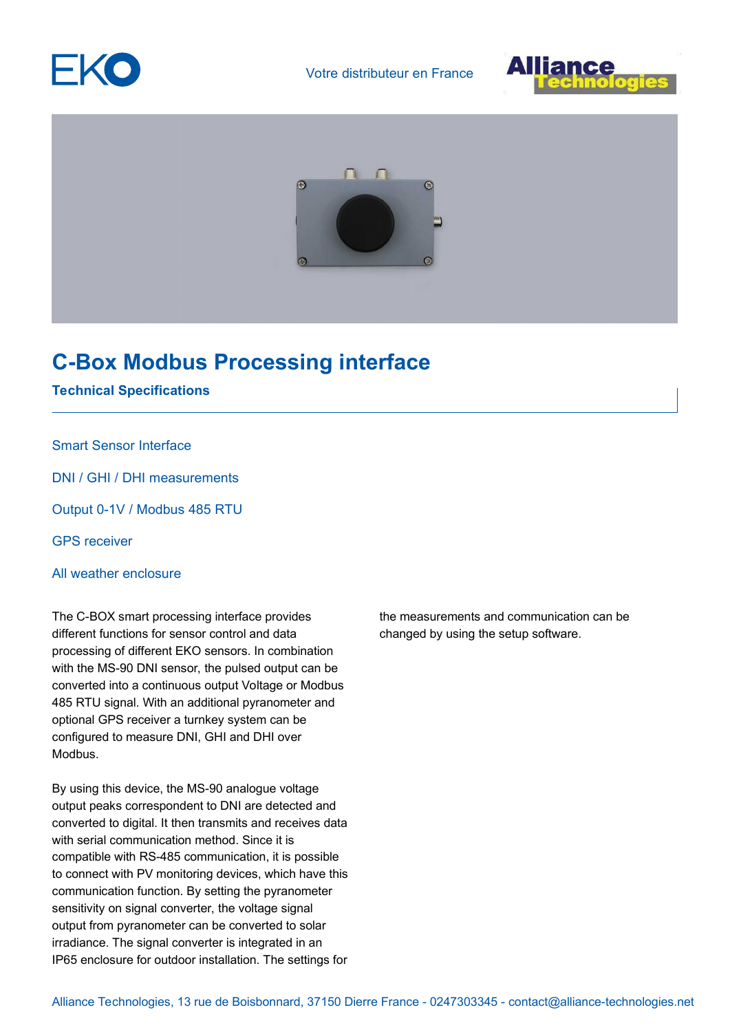Votre distributeur en France

# C-Box Modbus Processing interface

## Technical Specifications

Smart Sensor Interface

DNI / GHI / DHI measurements

Output 0-1V / Modbus 485 RTU

GPS receiver

All weather enclosure

The C-BOX smart processing interface provides different functions for sensor control and data processing of different EKO sensors. In combination with the MS-90 DNI sensor, the pulsed output can be converted into a continuous output Voltage or Modbus 485 RTU signal. With an additional pyranometer and optional GPS receiver a turnkey system can be configured to measure DNI, GHI and DHI over Modbus.

By using this device, the MS-90 analogue voltage output peaks correspondent to DNI are detected and converted to digital. It then transmits and receives data with serial communication method. Since it is compatible with RS-485 communication, it is possible to connect with PV monitoring devices, which have this communication function. By setting the pyranometer sensitivity on signal converter, the voltage signal output from pyranometer can be converted to solar irradiance. The signal converter is integrated in an IP65 enclosure for outdoor installation. The settings for the measurements and communication can be changed by using the setup software.

Alliance Technologies, 13 rue de Boisbonnard, 37150 Dierre France - 0247303345 - contact@alliance-technologies.net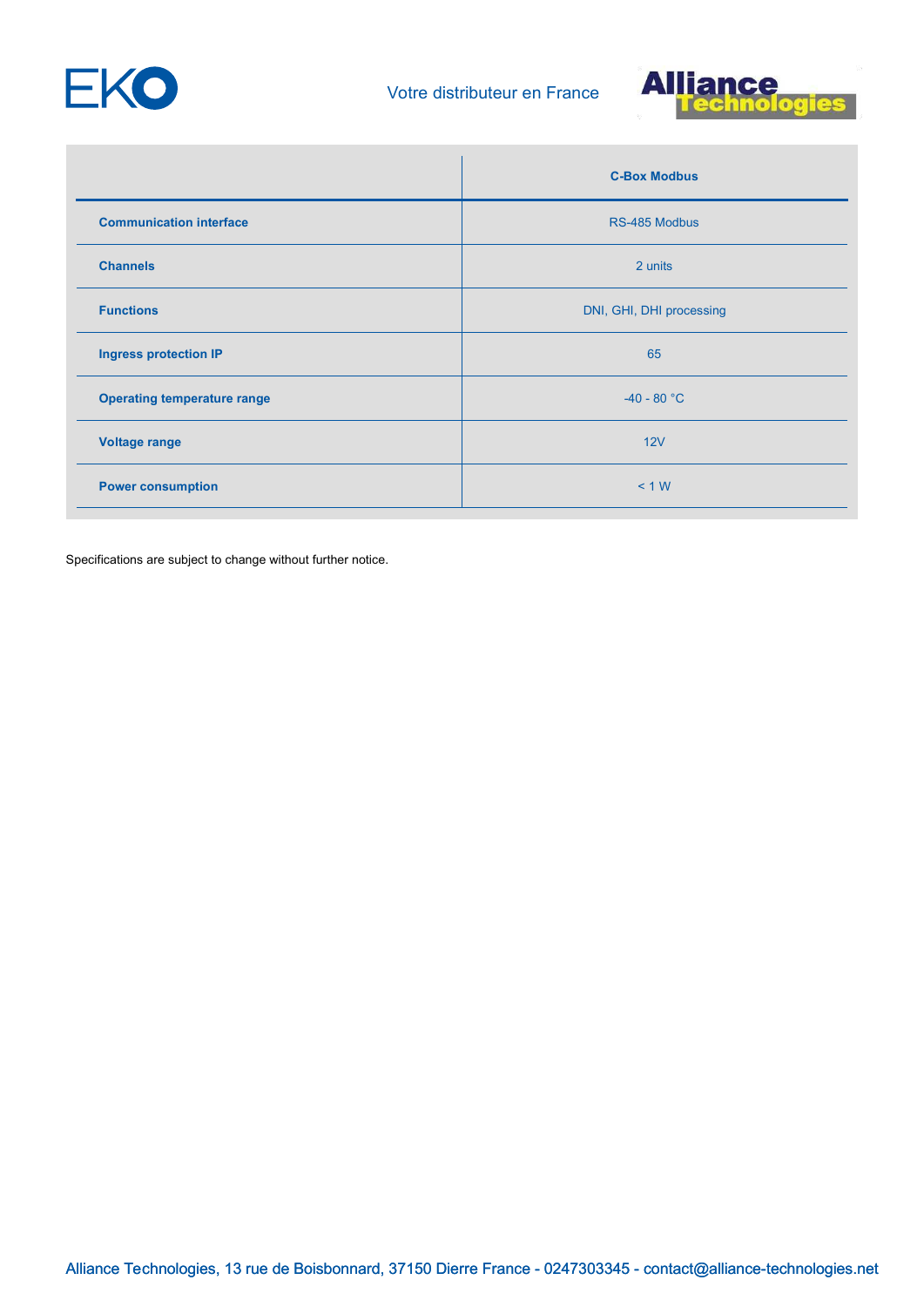| | C-Box Modbus |
|---|---|
| **Communication interface** | RS-485 Modbus |
| **Channels** | 2 units |
| **Functions** | DNI, GHI, DHI processing |
| **Ingress protection IP** | 65 |
| **Operating temperature range** | -40 - 80 °C |
| **Voltage range** | 12V |
| **Power consumption** | < 1 W |

Specifications are subject to change without further notice.